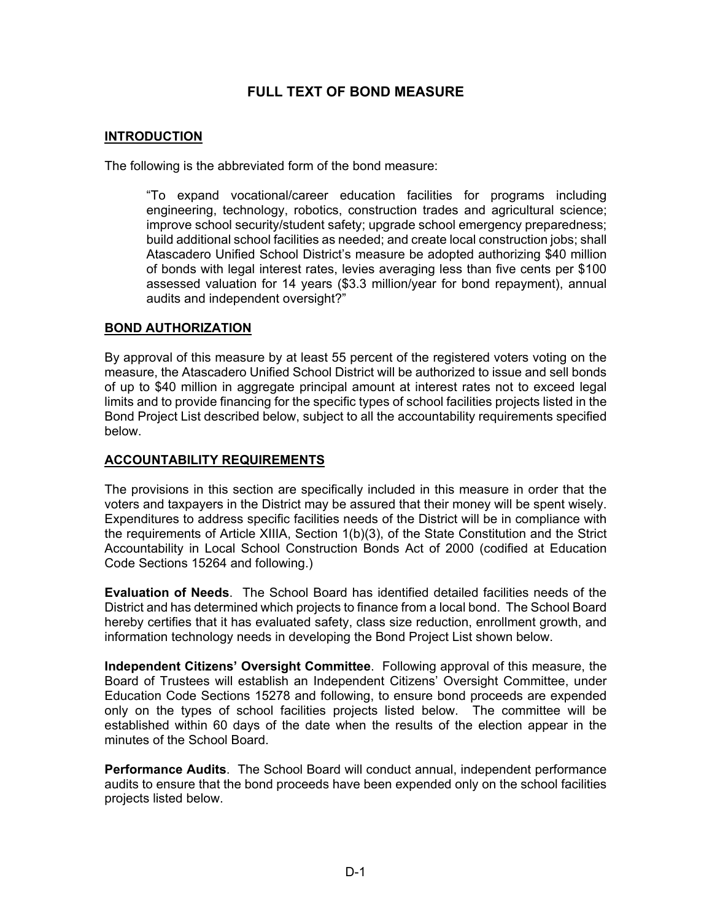# FULL TEXT OF BOND MEASURE

## INTRODUCTION

The following is the abbreviated form of the bond measure:

> "To expand vocational/career education facilities for programs including engineering, technology, robotics, construction trades and agricultural science; improve school security/student safety; upgrade school emergency preparedness; build additional school facilities as needed; and create local construction jobs; shall Atascadero Unified School District's measure be adopted authorizing $40 million of bonds with legal interest rates, levies averaging less than five cents per $100 assessed valuation for 14 years ($3.3 million/year for bond repayment), annual audits and independent oversight?"

## BOND AUTHORIZATION

By approval of this measure by at least 55 percent of the registered voters voting on the measure, the Atascadero Unified School District will be authorized to issue and sell bonds of up to $40 million in aggregate principal amount at interest rates not to exceed legal limits and to provide financing for the specific types of school facilities projects listed in the Bond Project List described below, subject to all the accountability requirements specified below.

## ACCOUNTABILITY REQUIREMENTS

The provisions in this section are specifically included in this measure in order that the voters and taxpayers in the District may be assured that their money will be spent wisely. Expenditures to address specific facilities needs of the District will be in compliance with the requirements of Article XIIIA, Section 1(b)(3), of the State Constitution and the Strict Accountability in Local School Construction Bonds Act of 2000 (codified at Education Code Sections 15264 and following.)

**Evaluation of Needs**. The School Board has identified detailed facilities needs of the District and has determined which projects to finance from a local bond. The School Board hereby certifies that it has evaluated safety, class size reduction, enrollment growth, and information technology needs in developing the Bond Project List shown below.

**Independent Citizens' Oversight Committee**. Following approval of this measure, the Board of Trustees will establish an Independent Citizens' Oversight Committee, under Education Code Sections 15278 and following, to ensure bond proceeds are expended only on the types of school facilities projects listed below. The committee will be established within 60 days of the date when the results of the election appear in the minutes of the School Board.

**Performance Audits**. The School Board will conduct annual, independent performance audits to ensure that the bond proceeds have been expended only on the school facilities projects listed below.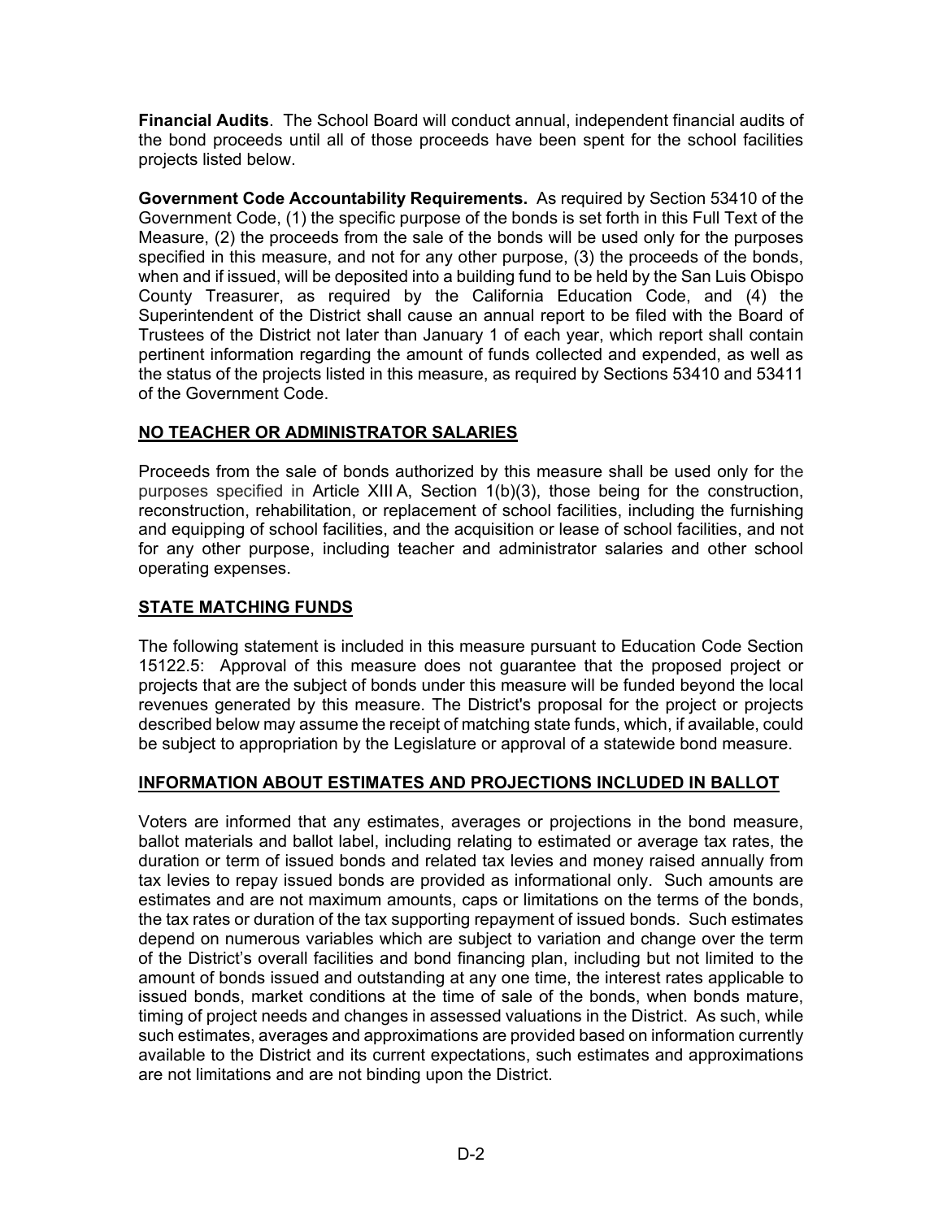**Financial Audits**. The School Board will conduct annual, independent financial audits of the bond proceeds until all of those proceeds have been spent for the school facilities projects listed below.

**Government Code Accountability Requirements.** As required by Section 53410 of the Government Code, (1) the specific purpose of the bonds is set forth in this Full Text of the Measure, (2) the proceeds from the sale of the bonds will be used only for the purposes specified in this measure, and not for any other purpose, (3) the proceeds of the bonds, when and if issued, will be deposited into a building fund to be held by the San Luis Obispo County Treasurer, as required by the California Education Code, and (4) the Superintendent of the District shall cause an annual report to be filed with the Board of Trustees of the District not later than January 1 of each year, which report shall contain pertinent information regarding the amount of funds collected and expended, as well as the status of the projects listed in this measure, as required by Sections 53410 and 53411 of the Government Code.

## NO TEACHER OR ADMINISTRATOR SALARIES

Proceeds from the sale of bonds authorized by this measure shall be used only for the purposes specified in Article XIII A, Section 1(b)(3), those being for the construction, reconstruction, rehabilitation, or replacement of school facilities, including the furnishing and equipping of school facilities, and the acquisition or lease of school facilities, and not for any other purpose, including teacher and administrator salaries and other school operating expenses.

## STATE MATCHING FUNDS

The following statement is included in this measure pursuant to Education Code Section 15122.5: Approval of this measure does not guarantee that the proposed project or projects that are the subject of bonds under this measure will be funded beyond the local revenues generated by this measure. The District's proposal for the project or projects described below may assume the receipt of matching state funds, which, if available, could be subject to appropriation by the Legislature or approval of a statewide bond measure.

## INFORMATION ABOUT ESTIMATES AND PROJECTIONS INCLUDED IN BALLOT

Voters are informed that any estimates, averages or projections in the bond measure, ballot materials and ballot label, including relating to estimated or average tax rates, the duration or term of issued bonds and related tax levies and money raised annually from tax levies to repay issued bonds are provided as informational only. Such amounts are estimates and are not maximum amounts, caps or limitations on the terms of the bonds, the tax rates or duration of the tax supporting repayment of issued bonds. Such estimates depend on numerous variables which are subject to variation and change over the term of the District's overall facilities and bond financing plan, including but not limited to the amount of bonds issued and outstanding at any one time, the interest rates applicable to issued bonds, market conditions at the time of sale of the bonds, when bonds mature, timing of project needs and changes in assessed valuations in the District. As such, while such estimates, averages and approximations are provided based on information currently available to the District and its current expectations, such estimates and approximations are not limitations and are not binding upon the District.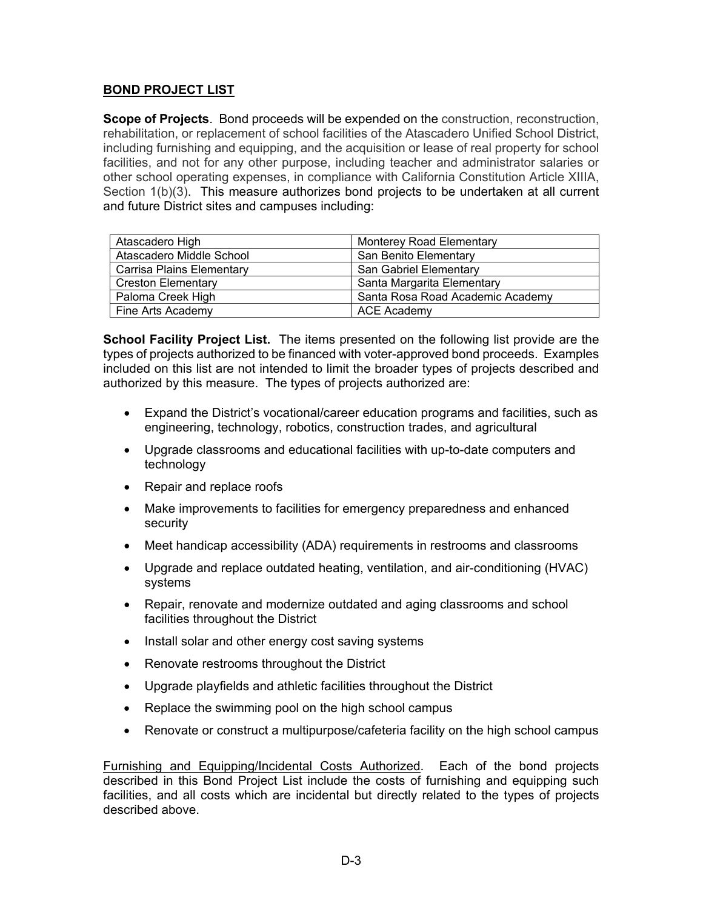## BOND PROJECT LIST

**Scope of Projects**. Bond proceeds will be expended on the construction, reconstruction, rehabilitation, or replacement of school facilities of the Atascadero Unified School District, including furnishing and equipping, and the acquisition or lease of real property for school facilities, and not for any other purpose, including teacher and administrator salaries or other school operating expenses, in compliance with California Constitution Article XIIIA, Section 1(b)(3). This measure authorizes bond projects to be undertaken at all current and future District sites and campuses including:

| | |
|---|---|
| Atascadero High | Monterey Road Elementary |
| Atascadero Middle School | San Benito Elementary |
| Carrisa Plains Elementary | San Gabriel Elementary |
| Creston Elementary | Santa Margarita Elementary |
| Paloma Creek High | Santa Rosa Road Academic Academy |
| Fine Arts Academy | ACE Academy |

**School Facility Project List.** The items presented on the following list provide are the types of projects authorized to be financed with voter-approved bond proceeds. Examples included on this list are not intended to limit the broader types of projects described and authorized by this measure. The types of projects authorized are:

- Expand the District's vocational/career education programs and facilities, such as engineering, technology, robotics, construction trades, and agricultural
- Upgrade classrooms and educational facilities with up-to-date computers and technology
- Repair and replace roofs
- Make improvements to facilities for emergency preparedness and enhanced security
- Meet handicap accessibility (ADA) requirements in restrooms and classrooms
- Upgrade and replace outdated heating, ventilation, and air-conditioning (HVAC) systems
- Repair, renovate and modernize outdated and aging classrooms and school facilities throughout the District
- Install solar and other energy cost saving systems
- Renovate restrooms throughout the District
- Upgrade playfields and athletic facilities throughout the District
- Replace the swimming pool on the high school campus
- Renovate or construct a multipurpose/cafeteria facility on the high school campus

<u>Furnishing and Equipping/Incidental Costs Authorized</u>. Each of the bond projects described in this Bond Project List include the costs of furnishing and equipping such facilities, and all costs which are incidental but directly related to the types of projects described above.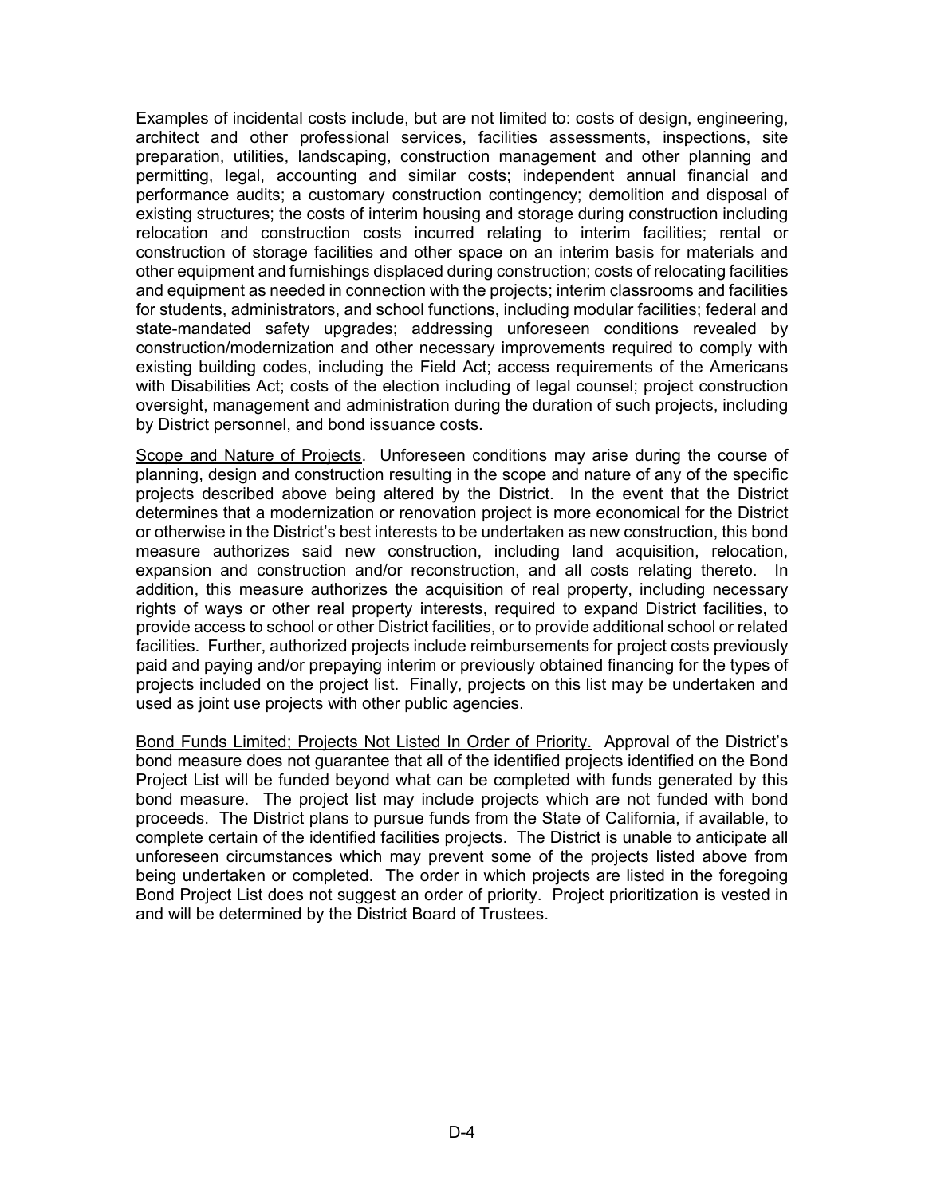Examples of incidental costs include, but are not limited to: costs of design, engineering, architect and other professional services, facilities assessments, inspections, site preparation, utilities, landscaping, construction management and other planning and permitting, legal, accounting and similar costs; independent annual financial and performance audits; a customary construction contingency; demolition and disposal of existing structures; the costs of interim housing and storage during construction including relocation and construction costs incurred relating to interim facilities; rental or construction of storage facilities and other space on an interim basis for materials and other equipment and furnishings displaced during construction; costs of relocating facilities and equipment as needed in connection with the projects; interim classrooms and facilities for students, administrators, and school functions, including modular facilities; federal and state-mandated safety upgrades; addressing unforeseen conditions revealed by construction/modernization and other necessary improvements required to comply with existing building codes, including the Field Act; access requirements of the Americans with Disabilities Act; costs of the election including of legal counsel; project construction oversight, management and administration during the duration of such projects, including by District personnel, and bond issuance costs.

Scope and Nature of Projects. Unforeseen conditions may arise during the course of planning, design and construction resulting in the scope and nature of any of the specific projects described above being altered by the District. In the event that the District determines that a modernization or renovation project is more economical for the District or otherwise in the District's best interests to be undertaken as new construction, this bond measure authorizes said new construction, including land acquisition, relocation, expansion and construction and/or reconstruction, and all costs relating thereto. In addition, this measure authorizes the acquisition of real property, including necessary rights of ways or other real property interests, required to expand District facilities, to provide access to school or other District facilities, or to provide additional school or related facilities. Further, authorized projects include reimbursements for project costs previously paid and paying and/or prepaying interim or previously obtained financing for the types of projects included on the project list. Finally, projects on this list may be undertaken and used as joint use projects with other public agencies.

Bond Funds Limited; Projects Not Listed In Order of Priority. Approval of the District's bond measure does not guarantee that all of the identified projects identified on the Bond Project List will be funded beyond what can be completed with funds generated by this bond measure. The project list may include projects which are not funded with bond proceeds. The District plans to pursue funds from the State of California, if available, to complete certain of the identified facilities projects. The District is unable to anticipate all unforeseen circumstances which may prevent some of the projects listed above from being undertaken or completed. The order in which projects are listed in the foregoing Bond Project List does not suggest an order of priority. Project prioritization is vested in and will be determined by the District Board of Trustees.